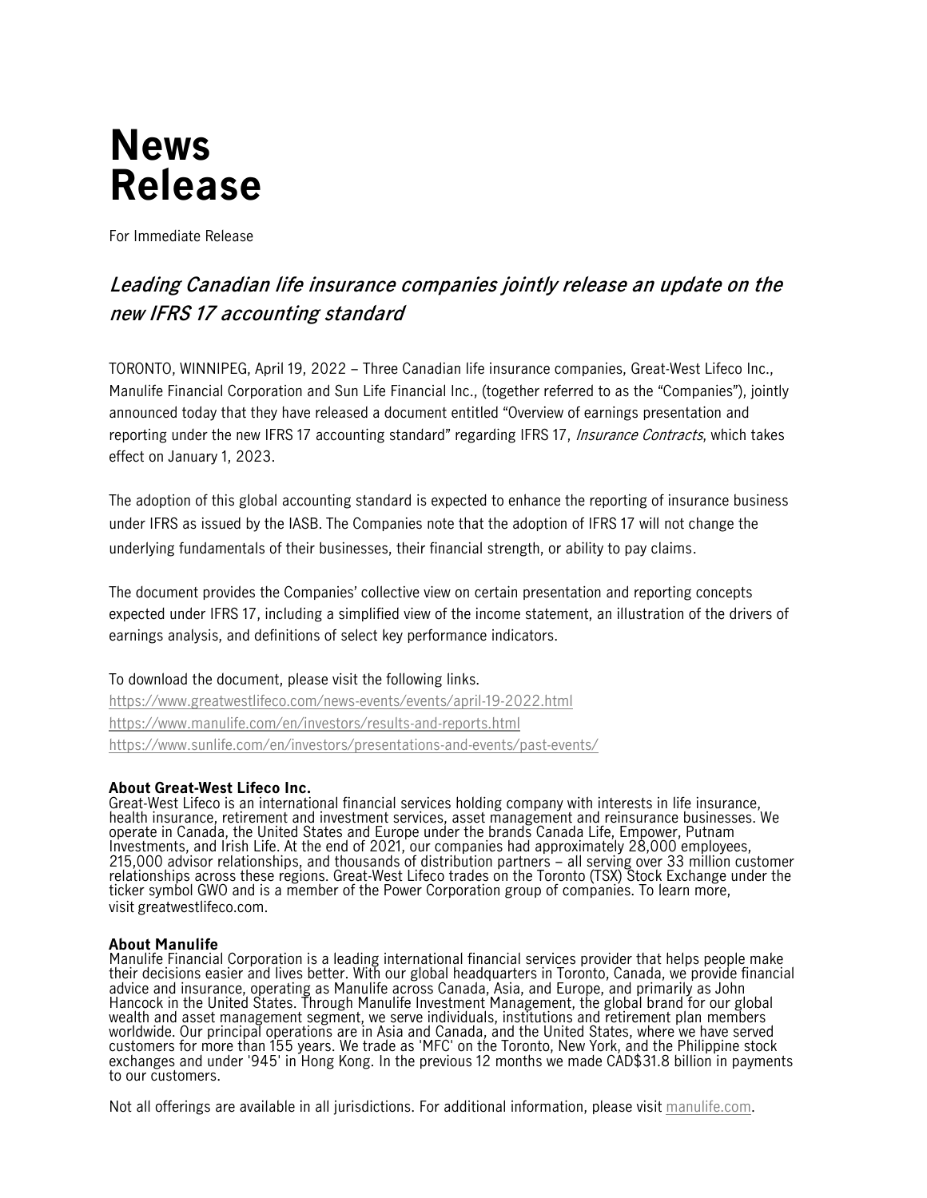# News Release

For Immediate Release

## *Leading Canadian life insurance companies jointly release an update on the new IFRS 17 accounting standard*

TORONTO, WINNIPEG, April 19, 2022 – Three Canadian life insurance companies, Great-West Lifeco Inc., Manulife Financial Corporation and Sun Life Financial Inc., (together referred to as the "Companies"), jointly announced today that they have released a document entitled "Overview of earnings presentation and reporting under the new IFRS 17 accounting standard" regarding IFRS 17, *Insurance Contracts*, which takes effect on January 1, 2023.

The adoption of this global accounting standard is expected to enhance the reporting of insurance business under IFRS as issued by the IASB. The Companies note that the adoption of IFRS 17 will not change the underlying fundamentals of their businesses, their financial strength, or ability to pay claims.

The document provides the Companies' collective view on certain presentation and reporting concepts expected under IFRS 17, including a simplified view of the income statement, an illustration of the drivers of earnings analysis, and definitions of select key performance indicators.

To download the document, please visit the following links.
https://www.greatwestlifeco.com/news-events/events/april-19-2022.html
https://www.manulife.com/en/investors/results-and-reports.html
https://www.sunlife.com/en/investors/presentations-and-events/past-events/

**About Great-West Lifeco Inc.**
Great-West Lifeco is an international financial services holding company with interests in life insurance, health insurance, retirement and investment services, asset management and reinsurance businesses. We operate in Canada, the United States and Europe under the brands Canada Life, Empower, Putnam Investments, and Irish Life. At the end of 2021, our companies had approximately 28,000 employees, 215,000 advisor relationships, and thousands of distribution partners – all serving over 33 million customer relationships across these regions. Great-West Lifeco trades on the Toronto (TSX) Stock Exchange under the ticker symbol GWO and is a member of the Power Corporation group of companies. To learn more, visit greatwestlifeco.com.

**About Manulife**
Manulife Financial Corporation is a leading international financial services provider that helps people make their decisions easier and lives better. With our global headquarters in Toronto, Canada, we provide financial advice and insurance, operating as Manulife across Canada, Asia, and Europe, and primarily as John Hancock in the United States. Through Manulife Investment Management, the global brand for our global wealth and asset management segment, we serve individuals, institutions and retirement plan members worldwide. Our principal operations are in Asia and Canada, and the United States, where we have served customers for more than 155 years. We trade as 'MFC' on the Toronto, New York, and the Philippine stock exchanges and under '945' in Hong Kong. In the previous 12 months we made CAD$31.8 billion in payments to our customers.

Not all offerings are available in all jurisdictions. For additional information, please visit manulife.com.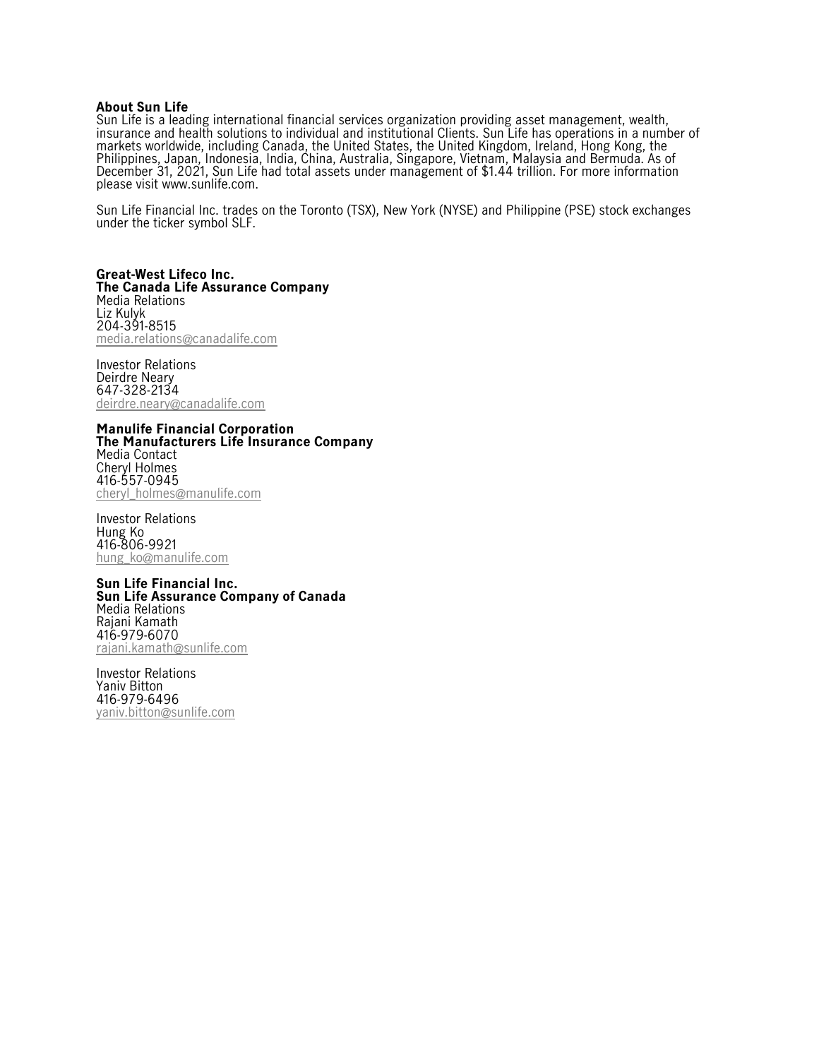**About Sun Life**
Sun Life is a leading international financial services organization providing asset management, wealth, insurance and health solutions to individual and institutional Clients. Sun Life has operations in a number of markets worldwide, including Canada, the United States, the United Kingdom, Ireland, Hong Kong, the Philippines, Japan, Indonesia, India, China, Australia, Singapore, Vietnam, Malaysia and Bermuda. As of December 31, 2021, Sun Life had total assets under management of $1.44 trillion. For more information please visit www.sunlife.com.

Sun Life Financial Inc. trades on the Toronto (TSX), New York (NYSE) and Philippine (PSE) stock exchanges under the ticker symbol SLF.

**Great-West Lifeco Inc.**
**The Canada Life Assurance Company**
Media Relations
Liz Kulyk
204-391-8515
media.relations@canadalife.com

Investor Relations
Deirdre Neary
647-328-2134
deirdre.neary@canadalife.com

**Manulife Financial Corporation**
**The Manufacturers Life Insurance Company**
Media Contact
Cheryl Holmes
416-557-0945
cheryl_holmes@manulife.com

Investor Relations
Hung Ko
416-806-9921
hung_ko@manulife.com

**Sun Life Financial Inc.**
**Sun Life Assurance Company of Canada**
Media Relations
Rajani Kamath
416-979-6070
rajani.kamath@sunlife.com

Investor Relations
Yaniv Bitton
416-979-6496
yaniv.bitton@sunlife.com